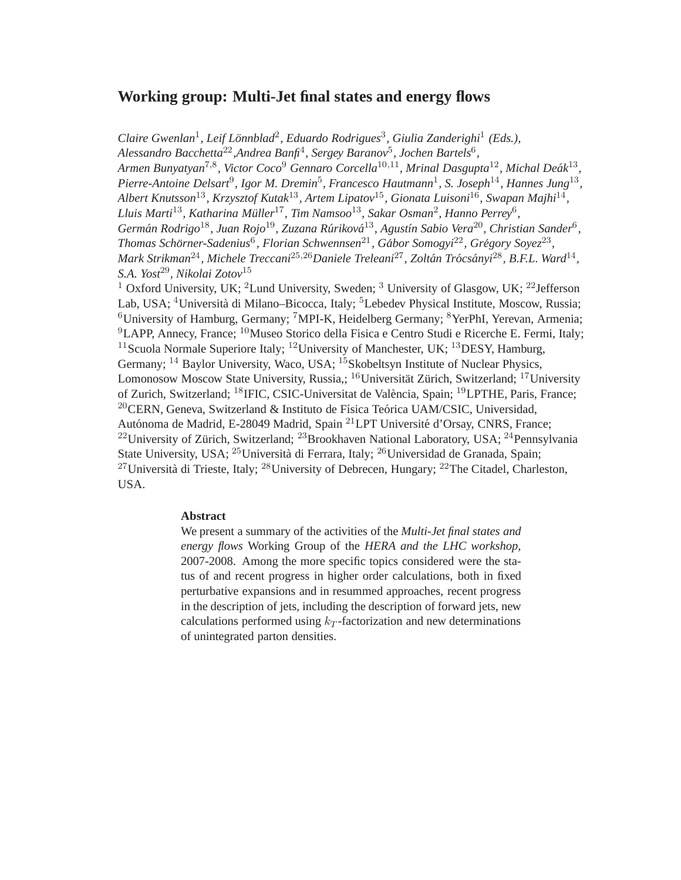# Working group: Multi-Jet final states and energy flows

*Claire Gwenlan*[1], *Leif Lönnblad*[2], *Eduardo Rodrigues*[3], *Giulia Zanderighi*[1] *(Eds.)*,
*Alessandro Bacchetta*[22],*Andrea Banfi*[4], *Sergey Baranov*[5], *Jochen Bartels*[6],
*Armen Bunyatyan*[7,8], *Victor Coco*[9] *Gennaro Corcella*[10,11], *Mrinal Dasgupta*[12], *Michal Deák*[13],
*Pierre-Antoine Delsart*[9], *Igor M. Dremin*[5], *Francesco Hautmann*[1], *S. Joseph*[14], *Hannes Jung*[13],
*Albert Knutsson*[13], *Krzysztof Kutak*[13], *Artem Lipatov*[15], *Gionata Luisoni*[16], *Swapan Majhi*[14],
*Lluis Marti*[13], *Katharina Müller*[17], *Tim Namsoo*[13], *Sakar Osman*[2], *Hanno Perrey*[6],
*Germán Rodrigo*[18], *Juan Rojo*[19], *Zuzana Rúriková*[13], *Agustín Sabio Vera*[20], *Christian Sander*[6],
*Thomas Schörner-Sadenius*[6], *Florian Schwennsen*[21], *Gábor Somogyi*[22], *Grégory Soyez*[23],
*Mark Strikman*[24], *Michele Treccani*[25,26]*Daniele Treleani*[27], *Zoltán Trócsányi*[28], *B.F.L. Ward*[14],
*S.A. Yost*[29], *Nikolai Zotov*[15]

[1] Oxford University, UK; [2]Lund University, Sweden; [3] University of Glasgow, UK; [22]Jefferson Lab, USA; [4]Università di Milano–Bicocca, Italy; [5]Lebedev Physical Institute, Moscow, Russia; [6]University of Hamburg, Germany; [7]MPI-K, Heidelberg Germany; [8]YerPhI, Yerevan, Armenia; [9]LAPP, Annecy, France; [10]Museo Storico della Fisica e Centro Studi e Ricerche E. Fermi, Italy; [11]Scuola Normale Superiore Italy; [12]University of Manchester, UK; [13]DESY, Hamburg, Germany; [14] Baylor University, Waco, USA; [15]Skobeltsyn Institute of Nuclear Physics, Lomonosow Moscow State University, Russia,; [16]Universität Zürich, Switzerland; [17]University of Zurich, Switzerland; [18]IFIC, CSIC-Universitat de València, Spain; [19]LPTHE, Paris, France; [20]CERN, Geneva, Switzerland & Instituto de Física Teórica UAM/CSIC, Universidad, Autónoma de Madrid, E-28049 Madrid, Spain [21]LPT Université d'Orsay, CNRS, France; [22]University of Zürich, Switzerland; [23]Brookhaven National Laboratory, USA; [24]Pennsylvania State University, USA; [25]Università di Ferrara, Italy; [26]Universidad de Granada, Spain; [27]Università di Trieste, Italy; [28]University of Debrecen, Hungary; [22]The Citadel, Charleston, USA.

### Abstract

We present a summary of the activities of the *Multi-Jet final states and energy flows* Working Group of the *HERA and the LHC workshop*, 2007-2008. Among the more specific topics considered were the status of and recent progress in higher order calculations, both in fixed perturbative expansions and in resummed approaches, recent progress in the description of jets, including the description of forward jets, new calculations performed using $k_T$-factorization and new determinations of unintegrated parton densities.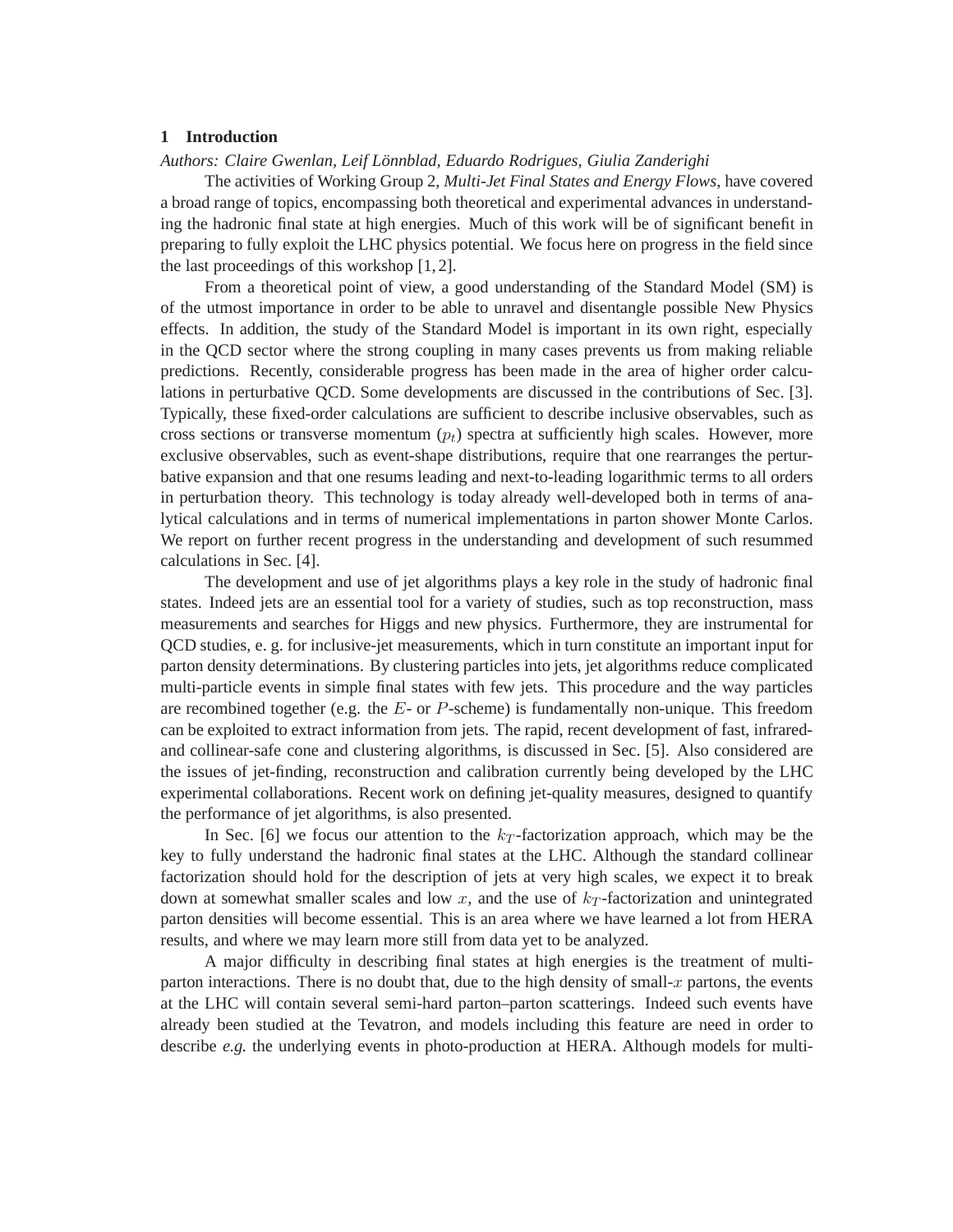## 1 Introduction

*Authors: Claire Gwenlan, Leif Lönnblad, Eduardo Rodrigues, Giulia Zanderighi*

The activities of Working Group 2, *Multi-Jet Final States and Energy Flows*, have covered a broad range of topics, encompassing both theoretical and experimental advances in understanding the hadronic final state at high energies. Much of this work will be of significant benefit in preparing to fully exploit the LHC physics potential. We focus here on progress in the field since the last proceedings of this workshop [1, 2].

From a theoretical point of view, a good understanding of the Standard Model (SM) is of the utmost importance in order to be able to unravel and disentangle possible New Physics effects. In addition, the study of the Standard Model is important in its own right, especially in the QCD sector where the strong coupling in many cases prevents us from making reliable predictions. Recently, considerable progress has been made in the area of higher order calculations in perturbative QCD. Some developments are discussed in the contributions of Sec. [3]. Typically, these fixed-order calculations are sufficient to describe inclusive observables, such as cross sections or transverse momentum ($p_t$) spectra at sufficiently high scales. However, more exclusive observables, such as event-shape distributions, require that one rearranges the perturbative expansion and that one resums leading and next-to-leading logarithmic terms to all orders in perturbation theory. This technology is today already well-developed both in terms of analytical calculations and in terms of numerical implementations in parton shower Monte Carlos. We report on further recent progress in the understanding and development of such resummed calculations in Sec. [4].

The development and use of jet algorithms plays a key role in the study of hadronic final states. Indeed jets are an essential tool for a variety of studies, such as top reconstruction, mass measurements and searches for Higgs and new physics. Furthermore, they are instrumental for QCD studies, e. g. for inclusive-jet measurements, which in turn constitute an important input for parton density determinations. By clustering particles into jets, jet algorithms reduce complicated multi-particle events in simple final states with few jets. This procedure and the way particles are recombined together (e.g. the $E$- or $P$-scheme) is fundamentally non-unique. This freedom can be exploited to extract information from jets. The rapid, recent development of fast, infrared- and collinear-safe cone and clustering algorithms, is discussed in Sec. [5]. Also considered are the issues of jet-finding, reconstruction and calibration currently being developed by the LHC experimental collaborations. Recent work on defining jet-quality measures, designed to quantify the performance of jet algorithms, is also presented.

In Sec. [6] we focus our attention to the $k_T$-factorization approach, which may be the key to fully understand the hadronic final states at the LHC. Although the standard collinear factorization should hold for the description of jets at very high scales, we expect it to break down at somewhat smaller scales and low $x$, and the use of $k_T$-factorization and unintegrated parton densities will become essential. This is an area where we have learned a lot from HERA results, and where we may learn more still from data yet to be analyzed.

A major difficulty in describing final states at high energies is the treatment of multi-parton interactions. There is no doubt that, due to the high density of small-$x$ partons, the events at the LHC will contain several semi-hard parton–parton scatterings. Indeed such events have already been studied at the Tevatron, and models including this feature are need in order to describe *e.g.* the underlying events in photo-production at HERA. Although models for multi-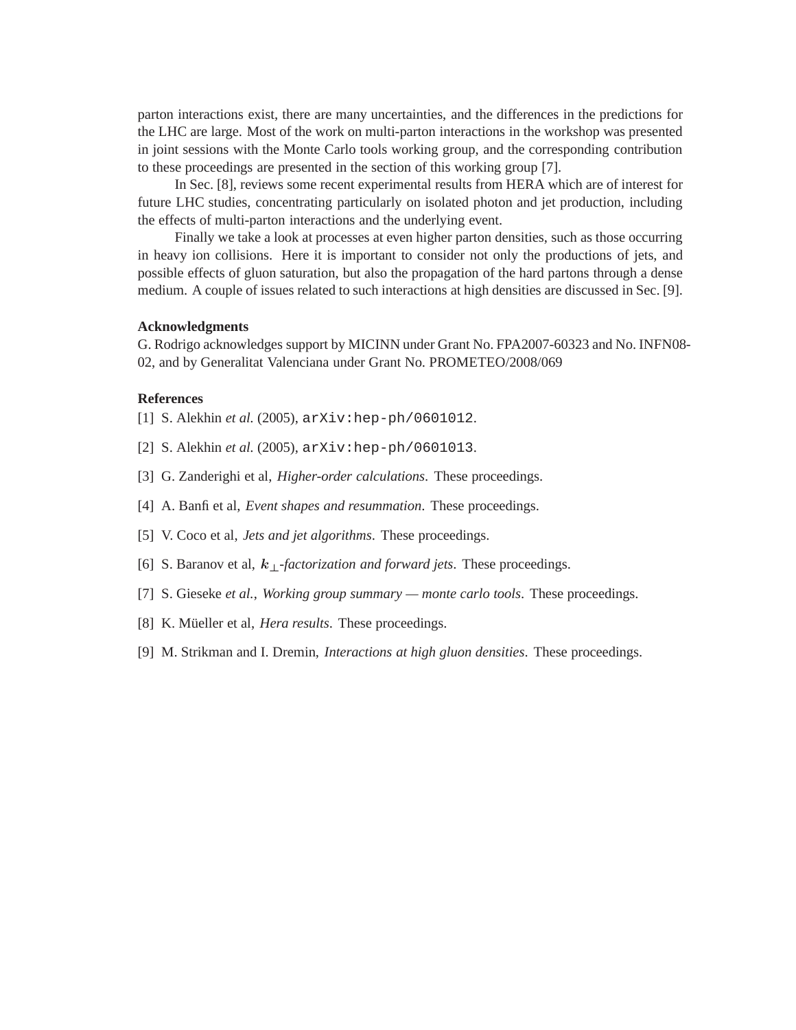parton interactions exist, there are many uncertainties, and the differences in the predictions for the LHC are large. Most of the work on multi-parton interactions in the workshop was presented in joint sessions with the Monte Carlo tools working group, and the corresponding contribution to these proceedings are presented in the section of this working group [7].

In Sec. [8], reviews some recent experimental results from HERA which are of interest for future LHC studies, concentrating particularly on isolated photon and jet production, including the effects of multi-parton interactions and the underlying event.

Finally we take a look at processes at even higher parton densities, such as those occurring in heavy ion collisions. Here it is important to consider not only the productions of jets, and possible effects of gluon saturation, but also the propagation of the hard partons through a dense medium. A couple of issues related to such interactions at high densities are discussed in Sec. [9].

**Acknowledgments**

G. Rodrigo acknowledges support by MICINN under Grant No. FPA2007-60323 and No. INFN08-02, and by Generalitat Valenciana under Grant No. PROMETEO/2008/069

**References**

[1] S. Alekhin *et al.* (2005), `arXiv:hep-ph/0601012`.

[2] S. Alekhin *et al.* (2005), `arXiv:hep-ph/0601013`.

[3] G. Zanderighi et al, *Higher-order calculations*. These proceedings.

[4] A. Banfi et al, *Event shapes and resummation*. These proceedings.

[5] V. Coco et al, *Jets and jet algorithms*. These proceedings.

[6] S. Baranov et al, $k_\perp$*-factorization and forward jets*. These proceedings.

[7] S. Gieseke *et al.*, *Working group summary — monte carlo tools*. These proceedings.

[8] K. Müeller et al, *Hera results*. These proceedings.

[9] M. Strikman and I. Dremin, *Interactions at high gluon densities*. These proceedings.